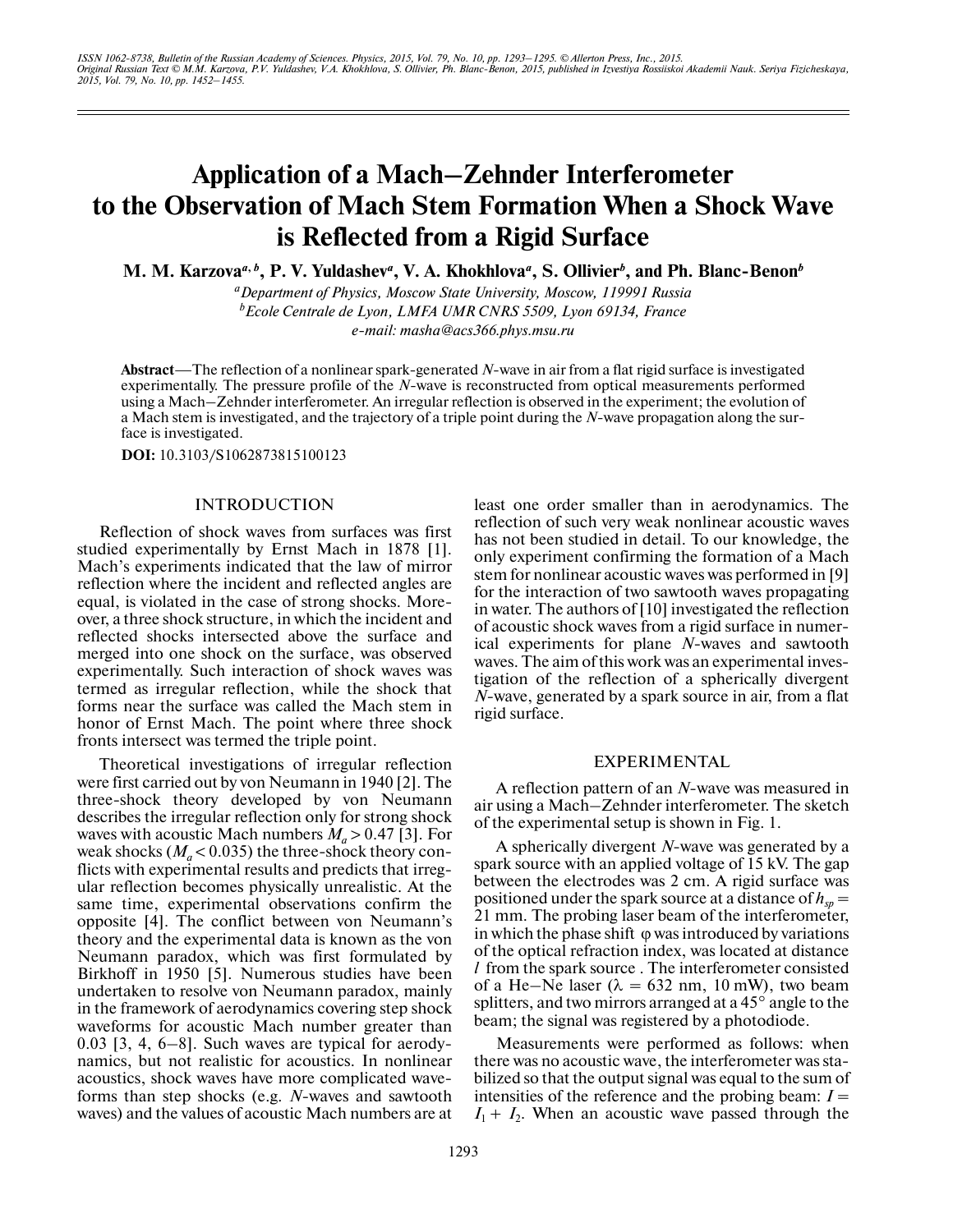# Application of a Mach–Zehnder Interferometer to the Observation of Mach Stem Formation When a Shock Wave is Reflected from a Rigid Surface

**M. M. Karzova[a, b], P. V. Yuldashev[a], V. A. Khokhlova[a], S. Ollivier[b], and Ph. Blanc-Benon[b]**

[a]*Department of Physics, Moscow State University, Moscow, 119991 Russia*
[b]*Ecole Centrale de Lyon, LMFA UMR CNRS 5509, Lyon 69134, France*
*e-mail: masha@acs366.phys.msu.ru*

**Abstract**—The reflection of a nonlinear spark-generated *N*-wave in air from a flat rigid surface is investigated experimentally. The pressure profile of the *N*-wave is reconstructed from optical measurements performed using a Mach–Zehnder interferometer. An irregular reflection is observed in the experiment; the evolution of a Mach stem is investigated, and the trajectory of a triple point during the *N*-wave propagation along the surface is investigated.

**DOI:** 10.3103/S1062873815100123

## INTRODUCTION

Reflection of shock waves from surfaces was first studied experimentally by Ernst Mach in 1878 [1]. Mach's experiments indicated that the law of mirror reflection where the incident and reflected angles are equal, is violated in the case of strong shocks. Moreover, a three shock structure, in which the incident and reflected shocks intersected above the surface and merged into one shock on the surface, was observed experimentally. Such interaction of shock waves was termed as irregular reflection, while the shock that forms near the surface was called the Mach stem in honor of Ernst Mach. The point where three shock fronts intersect was termed the triple point.

Theoretical investigations of irregular reflection were first carried out by von Neumann in 1940 [2]. The three-shock theory developed by von Neumann describes the irregular reflection only for strong shock waves with acoustic Mach numbers $M_a > 0.47$ [3]. For weak shocks ($M_a < 0.035$) the three-shock theory conflicts with experimental results and predicts that irregular reflection becomes physically unrealistic. At the same time, experimental observations confirm the opposite [4]. The conflict between von Neumann's theory and the experimental data is known as the von Neumann paradox, which was first formulated by Birkhoff in 1950 [5]. Numerous studies have been undertaken to resolve von Neumann paradox, mainly in the framework of aerodynamics covering step shock waveforms for acoustic Mach number greater than 0.03 [3, 4, 6–8]. Such waves are typical for aerodynamics, but not realistic for acoustics. In nonlinear acoustics, shock waves have more complicated waveforms than step shocks (e.g. *N*-waves and sawtooth waves) and the values of acoustic Mach numbers are at least one order smaller than in aerodynamics. The reflection of such very weak nonlinear acoustic waves has not been studied in detail. To our knowledge, the only experiment confirming the formation of a Mach stem for nonlinear acoustic waves was performed in [9] for the interaction of two sawtooth waves propagating in water. The authors of [10] investigated the reflection of acoustic shock waves from a rigid surface in numerical experiments for plane *N*-waves and sawtooth waves. The aim of this work was an experimental investigation of the reflection of a spherically divergent *N*-wave, generated by a spark source in air, from a flat rigid surface.

## EXPERIMENTAL

A reflection pattern of an *N*-wave was measured in air using a Mach–Zehnder interferometer. The sketch of the experimental setup is shown in Fig. 1.

A spherically divergent *N*-wave was generated by a spark source with an applied voltage of 15 kV. The gap between the electrodes was 2 cm. A rigid surface was positioned under the spark source at a distance of $h_{sp}$ = 21 mm. The probing laser beam of the interferometer, in which the phase shift φ was introduced by variations of the optical refraction index, was located at distance $l$ from the spark source . The interferometer consisted of a He–Ne laser (λ = 632 nm, 10 mW), two beam splitters, and two mirrors arranged at a 45° angle to the beam; the signal was registered by a photodiode.

Measurements were performed as follows: when there was no acoustic wave, the interferometer was stabilized so that the output signal was equal to the sum of intensities of the reference and the probing beam: $I = I_1 + I_2$. When an acoustic wave passed through the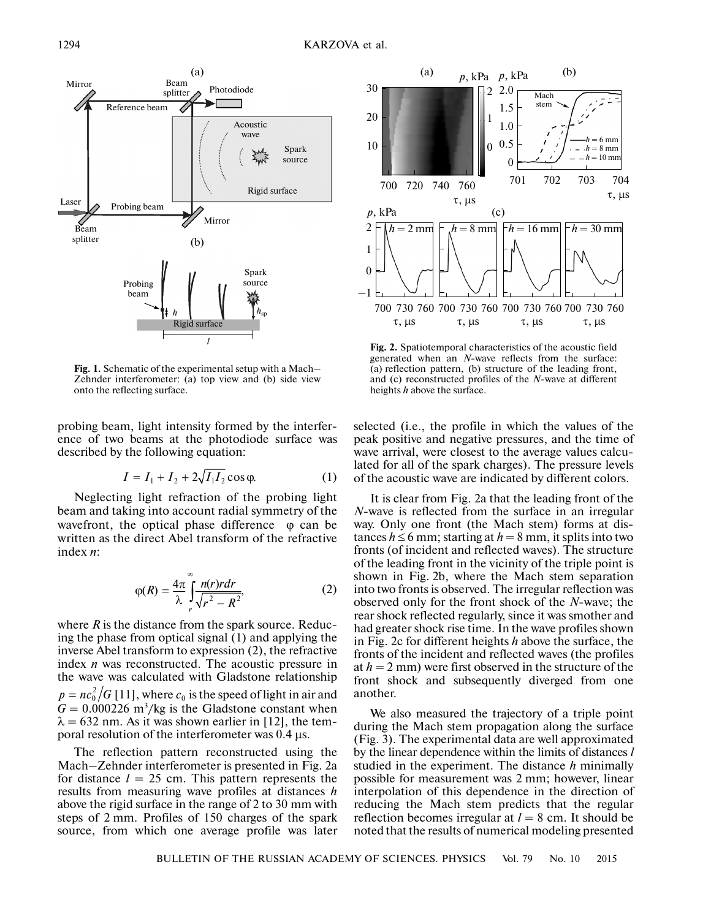**Fig. 1.** Schematic of the experimental setup with a Mach–Zehnder interferometer: (a) top view and (b) side view onto the reflecting surface.

**Fig. 2.** Spatiotemporal characteristics of the acoustic field generated when an *N*-wave reflects from the surface: (a) reflection pattern, (b) structure of the leading front, and (c) reconstructed profiles of the *N*-wave at different heights *h* above the surface.

probing beam, light intensity formed by the interference of two beams at the photodiode surface was described by the following equation:

$$I = I_1 + I_2 + 2\sqrt{I_1 I_2}\cos\varphi. \qquad (1)$$

Neglecting light refraction of the probing light beam and taking into account radial symmetry of the wavefront, the optical phase difference $\varphi$ can be written as the direct Abel transform of the refractive index $n$:

$$\varphi(R) = \frac{4\pi}{\lambda}\int_r^{\infty}\frac{n(r)rdr}{\sqrt{r^2 - R^2}}, \qquad (2)$$

where $R$ is the distance from the spark source. Reducing the phase from optical signal (1) and applying the inverse Abel transform to expression (2), the refractive index $n$ was reconstructed. The acoustic pressure in the wave was calculated with Gladstone relationship $p = nc_0^2/G$ [11], where $c_0$ is the speed of light in air and $G = 0.000226$ m$^3$/kg is the Gladstone constant when $\lambda = 632$ nm. As it was shown earlier in [12], the temporal resolution of the interferometer was 0.4 μs.

The reflection pattern reconstructed using the Mach–Zehnder interferometer is presented in Fig. 2a for distance $l = 25$ cm. This pattern represents the results from measuring wave profiles at distances $h$ above the rigid surface in the range of 2 to 30 mm with steps of 2 mm. Profiles of 150 charges of the spark source, from which one average profile was later selected (i.e., the profile in which the values of the peak positive and negative pressures, and the time of wave arrival, were closest to the average values calculated for all of the spark charges). The pressure levels of the acoustic wave are indicated by different colors.

It is clear from Fig. 2a that the leading front of the *N*-wave is reflected from the surface in an irregular way. Only one front (the Mach stem) forms at distances $h \le 6$ mm; starting at $h = 8$ mm, it splits into two fronts (of incident and reflected waves). The structure of the leading front in the vicinity of the triple point is shown in Fig. 2b, where the Mach stem separation into two fronts is observed. The irregular reflection was observed only for the front shock of the *N*-wave; the rear shock reflected regularly, since it was smother and had greater shock rise time. In the wave profiles shown in Fig. 2c for different heights $h$ above the surface, the fronts of the incident and reflected waves (the profiles at $h = 2$ mm) were first observed in the structure of the front shock and subsequently diverged from one another.

We also measured the trajectory of a triple point during the Mach stem propagation along the surface (Fig. 3). The experimental data are well approximated by the linear dependence within the limits of distances $l$ studied in the experiment. The distance $h$ minimally possible for measurement was 2 mm; however, linear interpolation of this dependence in the direction of reducing the Mach stem predicts that the regular reflection becomes irregular at $l = 8$ cm. It should be noted that the results of numerical modeling presented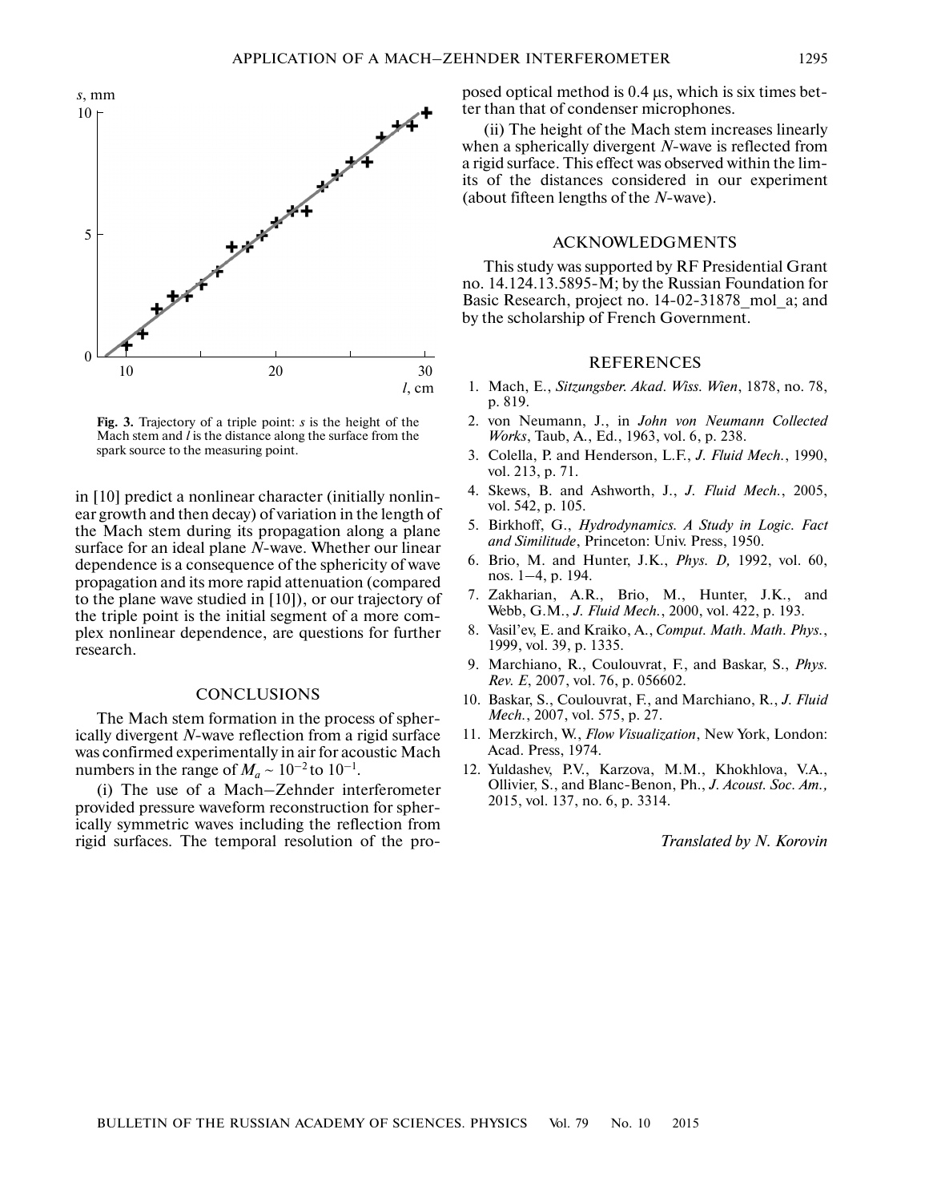s, mm

10

5

0

10

20

30

l, cm

**Fig. 3.** Trajectory of a triple point: $s$ is the height of the Mach stem and $l$ is the distance along the surface from the spark source to the measuring point.

in [10] predict a nonlinear character (initially nonlinear growth and then decay) of variation in the length of the Mach stem during its propagation along a plane surface for an ideal plane $N$-wave. Whether our linear dependence is a consequence of the sphericity of wave propagation and its more rapid attenuation (compared to the plane wave studied in [10]), or our trajectory of the triple point is the initial segment of a more complex nonlinear dependence, are questions for further research.

## CONCLUSIONS

The Mach stem formation in the process of spherically divergent $N$-wave reflection from a rigid surface was confirmed experimentally in air for acoustic Mach numbers in the range of $M_a \sim 10^{-2}$ to $10^{-1}$.

(i) The use of a Mach–Zehnder interferometer provided pressure waveform reconstruction for spherically symmetric waves including the reflection from rigid surfaces. The temporal resolution of the proposed optical method is 0.4 μs, which is six times better than that of condenser microphones.

(ii) The height of the Mach stem increases linearly when a spherically divergent $N$-wave is reflected from a rigid surface. This effect was observed within the limits of the distances considered in our experiment (about fifteen lengths of the $N$-wave).

## ACKNOWLEDGMENTS

This study was supported by RF Presidential Grant no. 14.124.13.5895-M; by the Russian Foundation for Basic Research, project no. 14-02-31878_mol_a; and by the scholarship of French Government.

## REFERENCES

1. Mach, E., *Sitzungsber. Akad. Wiss. Wien*, 1878, no. 78, p. 819.
2. von Neumann, J., in *John von Neumann Collected Works*, Taub, A., Ed., 1963, vol. 6, p. 238.
3. Colella, P. and Henderson, L.F., *J. Fluid Mech.*, 1990, vol. 213, p. 71.
4. Skews, B. and Ashworth, J., *J. Fluid Mech.*, 2005, vol. 542, p. 105.
5. Birkhoff, G., *Hydrodynamics. A Study in Logic. Fact and Similitude*, Princeton: Univ. Press, 1950.
6. Brio, M. and Hunter, J.K., *Phys. D,* 1992, vol. 60, nos. 1–4, p. 194.
7. Zakharian, A.R., Brio, M., Hunter, J.K., and Webb, G.M., *J. Fluid Mech.*, 2000, vol. 422, p. 193.
8. Vasil'ev, E. and Kraiko, A., *Comput. Math. Math. Phys.*, 1999, vol. 39, p. 1335.
9. Marchiano, R., Coulouvrat, F., and Baskar, S., *Phys. Rev. E*, 2007, vol. 76, p. 056602.
10. Baskar, S., Coulouvrat, F., and Marchiano, R., *J. Fluid Mech.*, 2007, vol. 575, p. 27.
11. Merzkirch, W., *Flow Visualization*, New York, London: Acad. Press, 1974.
12. Yuldashev, P.V., Karzova, M.M., Khokhlova, V.A., Ollivier, S., and Blanc-Benon, Ph., *J. Acoust. Soc. Am.,* 2015, vol. 137, no. 6, p. 3314.

*Translated by N. Korovin*